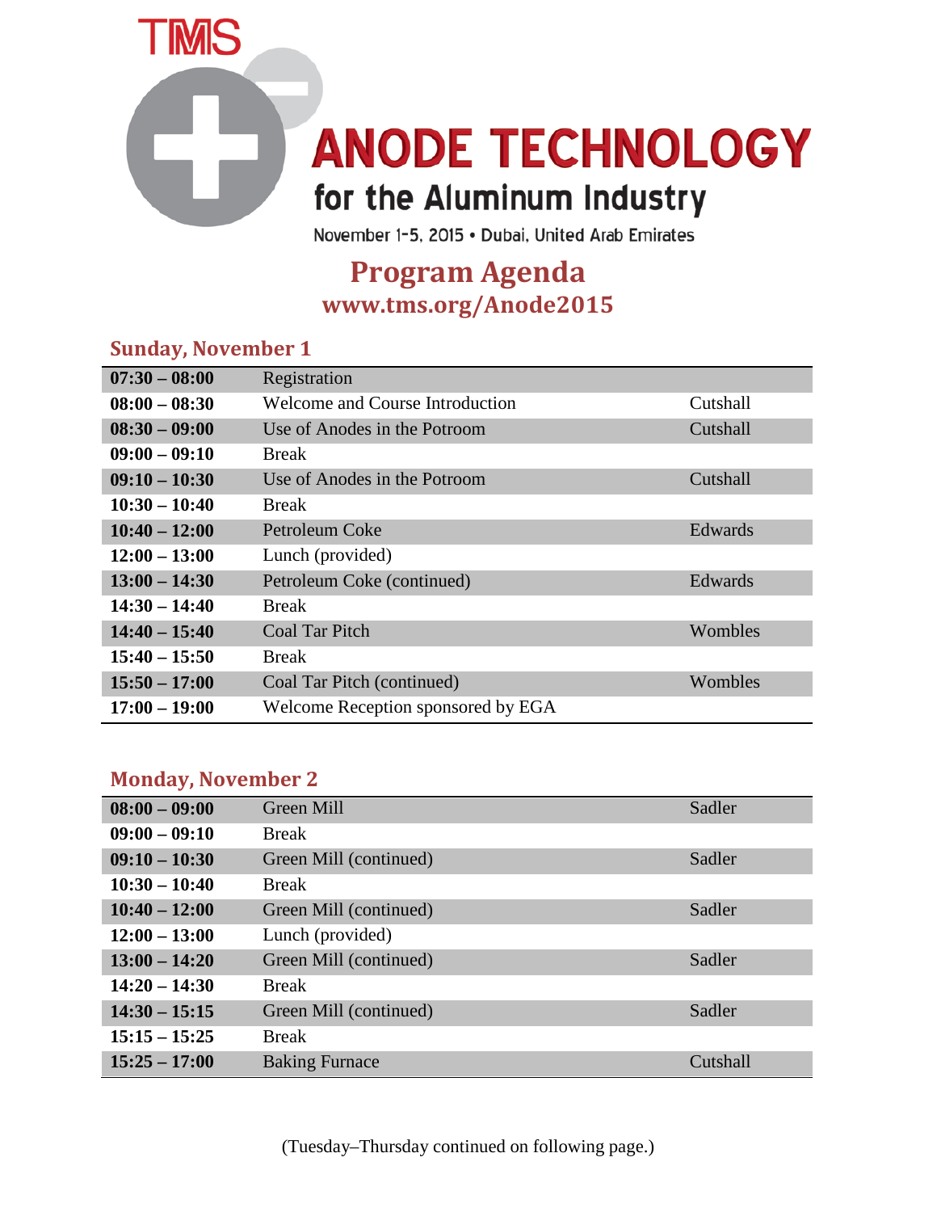TMS

# ANODE TECHNOLOGY

## for the Aluminum Industry

November 1-5, 2015 • Dubai, United Arab Emirates

## Program Agenda

**www.tms.org/Anode2015**

### Sunday, November 1

| | | |
|---|---|---|
| **07:30 – 08:00** | Registration | |
| **08:00 – 08:30** | Welcome and Course Introduction | Cutshall |
| **08:30 – 09:00** | Use of Anodes in the Potroom | Cutshall |
| **09:00 – 09:10** | Break | |
| **09:10 – 10:30** | Use of Anodes in the Potroom | Cutshall |
| **10:30 – 10:40** | Break | |
| **10:40 – 12:00** | Petroleum Coke | Edwards |
| **12:00 – 13:00** | Lunch (provided) | |
| **13:00 – 14:30** | Petroleum Coke (continued) | Edwards |
| **14:30 – 14:40** | Break | |
| **14:40 – 15:40** | Coal Tar Pitch | Wombles |
| **15:40 – 15:50** | Break | |
| **15:50 – 17:00** | Coal Tar Pitch (continued) | Wombles |
| **17:00 – 19:00** | Welcome Reception sponsored by EGA | |

### Monday, November 2

| | | |
|---|---|---|
| **08:00 – 09:00** | Green Mill | Sadler |
| **09:00 – 09:10** | Break | |
| **09:10 – 10:30** | Green Mill (continued) | Sadler |
| **10:30 – 10:40** | Break | |
| **10:40 – 12:00** | Green Mill (continued) | Sadler |
| **12:00 – 13:00** | Lunch (provided) | |
| **13:00 – 14:20** | Green Mill (continued) | Sadler |
| **14:20 – 14:30** | Break | |
| **14:30 – 15:15** | Green Mill (continued) | Sadler |
| **15:15 – 15:25** | Break | |
| **15:25 – 17:00** | Baking Furnace | Cutshall |

(Tuesday–Thursday continued on following page.)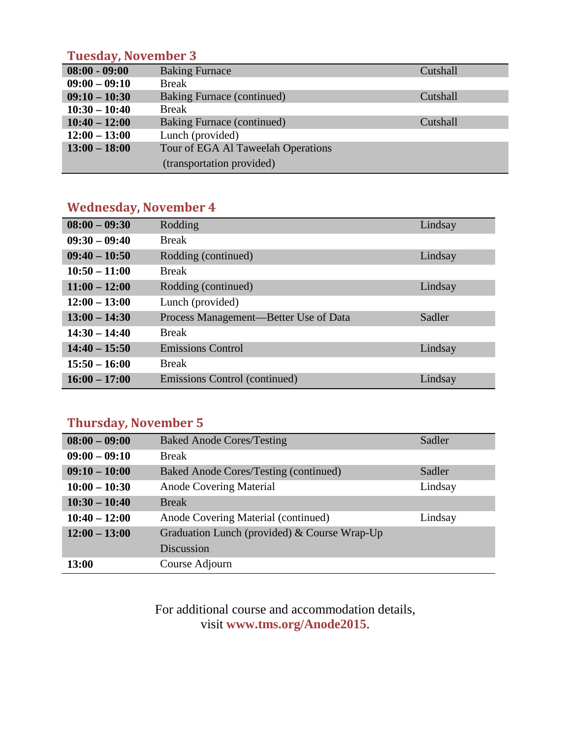## Tuesday, November 3

| | | |
|---|---|---|
| **08:00 - 09:00** | Baking Furnace | Cutshall |
| **09:00 – 09:10** | Break | |
| **09:10 – 10:30** | Baking Furnace (continued) | Cutshall |
| **10:30 – 10:40** | Break | |
| **10:40 – 12:00** | Baking Furnace (continued) | Cutshall |
| **12:00 – 13:00** | Lunch (provided) | |
| **13:00 – 18:00** | Tour of EGA Al Taweelah Operations (transportation provided) | |

## Wednesday, November 4

| | | |
|---|---|---|
| **08:00 – 09:30** | Rodding | Lindsay |
| **09:30 – 09:40** | Break | |
| **09:40 – 10:50** | Rodding (continued) | Lindsay |
| **10:50 – 11:00** | Break | |
| **11:00 – 12:00** | Rodding (continued) | Lindsay |
| **12:00 – 13:00** | Lunch (provided) | |
| **13:00 – 14:30** | Process Management—Better Use of Data | Sadler |
| **14:30 – 14:40** | Break | |
| **14:40 – 15:50** | Emissions Control | Lindsay |
| **15:50 – 16:00** | Break | |
| **16:00 – 17:00** | Emissions Control (continued) | Lindsay |

## Thursday, November 5

| | | |
|---|---|---|
| **08:00 – 09:00** | Baked Anode Cores/Testing | Sadler |
| **09:00 – 09:10** | Break | |
| **09:10 – 10:00** | Baked Anode Cores/Testing (continued) | Sadler |
| **10:00 – 10:30** | Anode Covering Material | Lindsay |
| **10:30 – 10:40** | Break | |
| **10:40 – 12:00** | Anode Covering Material (continued) | Lindsay |
| **12:00 – 13:00** | Graduation Lunch (provided) & Course Wrap-Up Discussion | |
| **13:00** | Course Adjourn | |

For additional course and accommodation details,
visit **www.tms.org/Anode2015**.